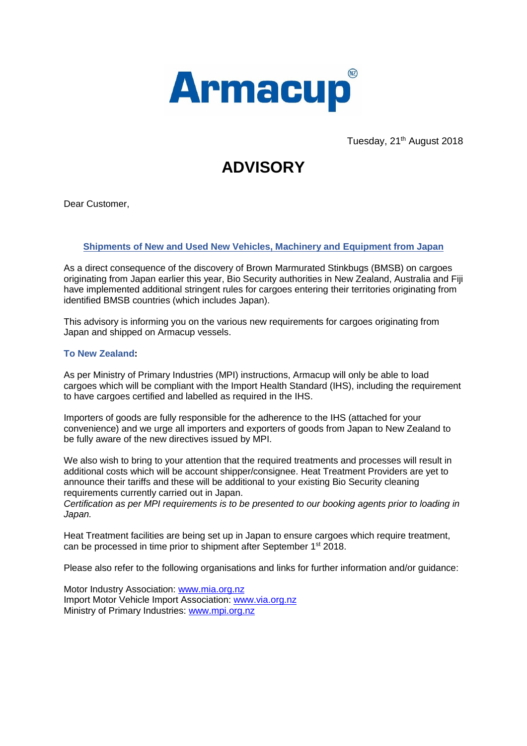# Armacup

Tuesday, 21th August 2018

# ADVISORY

Dear Customer,

**Shipments of New and Used New Vehicles, Machinery and Equipment from Japan**

As a direct consequence of the discovery of Brown Marmurated Stinkbugs (BMSB) on cargoes originating from Japan earlier this year, Bio Security authorities in New Zealand, Australia and Fiji have implemented additional stringent rules for cargoes entering their territories originating from identified BMSB countries (which includes Japan).

This advisory is informing you on the various new requirements for cargoes originating from Japan and shipped on Armacup vessels.

**To New Zealand:**

As per Ministry of Primary Industries (MPI) instructions, Armacup will only be able to load cargoes which will be compliant with the Import Health Standard (IHS), including the requirement to have cargoes certified and labelled as required in the IHS.

Importers of goods are fully responsible for the adherence to the IHS (attached for your convenience) and we urge all importers and exporters of goods from Japan to New Zealand to be fully aware of the new directives issued by MPI.

We also wish to bring to your attention that the required treatments and processes will result in additional costs which will be account shipper/consignee. Heat Treatment Providers are yet to announce their tariffs and these will be additional to your existing Bio Security cleaning requirements currently carried out in Japan.
*Certification as per MPI requirements is to be presented to our booking agents prior to loading in Japan.*

Heat Treatment facilities are being set up in Japan to ensure cargoes which require treatment, can be processed in time prior to shipment after September 1st 2018.

Please also refer to the following organisations and links for further information and/or guidance:

Motor Industry Association: www.mia.org.nz
Import Motor Vehicle Import Association: www.via.org.nz
Ministry of Primary Industries: www.mpi.org.nz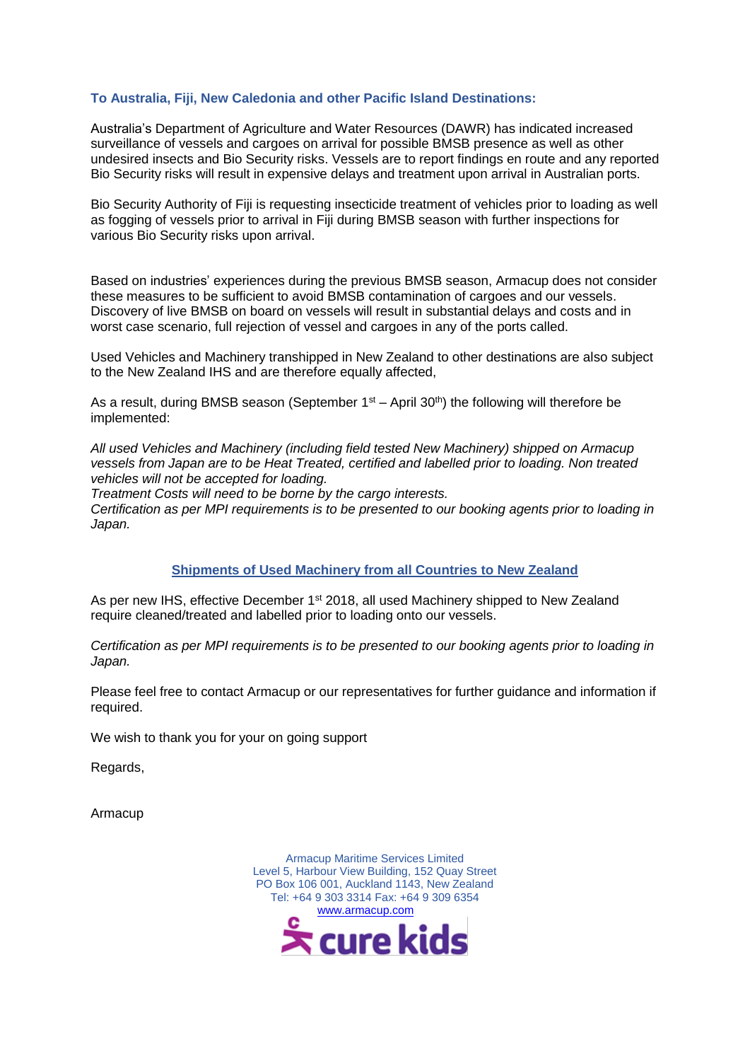### To Australia, Fiji, New Caledonia and other Pacific Island Destinations:

Australia's Department of Agriculture and Water Resources (DAWR) has indicated increased surveillance of vessels and cargoes on arrival for possible BMSB presence as well as other undesired insects and Bio Security risks. Vessels are to report findings en route and any reported Bio Security risks will result in expensive delays and treatment upon arrival in Australian ports.

Bio Security Authority of Fiji is requesting insecticide treatment of vehicles prior to loading as well as fogging of vessels prior to arrival in Fiji during BMSB season with further inspections for various Bio Security risks upon arrival.

Based on industries' experiences during the previous BMSB season, Armacup does not consider these measures to be sufficient to avoid BMSB contamination of cargoes and our vessels. Discovery of live BMSB on board on vessels will result in substantial delays and costs and in worst case scenario, full rejection of vessel and cargoes in any of the ports called.

Used Vehicles and Machinery transhipped in New Zealand to other destinations are also subject to the New Zealand IHS and are therefore equally affected,

As a result, during BMSB season (September 1st – April 30th) the following will therefore be implemented:

*All used Vehicles and Machinery (including field tested New Machinery) shipped on Armacup vessels from Japan are to be Heat Treated, certified and labelled prior to loading. Non treated vehicles will not be accepted for loading.*
*Treatment Costs will need to be borne by the cargo interests.*
*Certification as per MPI requirements is to be presented to our booking agents prior to loading in Japan.*

### Shipments of Used Machinery from all Countries to New Zealand

As per new IHS, effective December 1st 2018, all used Machinery shipped to New Zealand require cleaned/treated and labelled prior to loading onto our vessels.

*Certification as per MPI requirements is to be presented to our booking agents prior to loading in Japan.*

Please feel free to contact Armacup or our representatives for further guidance and information if required.

We wish to thank you for your on going support

Regards,

Armacup

Armacup Maritime Services Limited
Level 5, Harbour View Building, 152 Quay Street
PO Box 106 001, Auckland 1143, New Zealand
Tel: +64 9 303 3314 Fax: +64 9 309 6354
www.armacup.com

cure kids